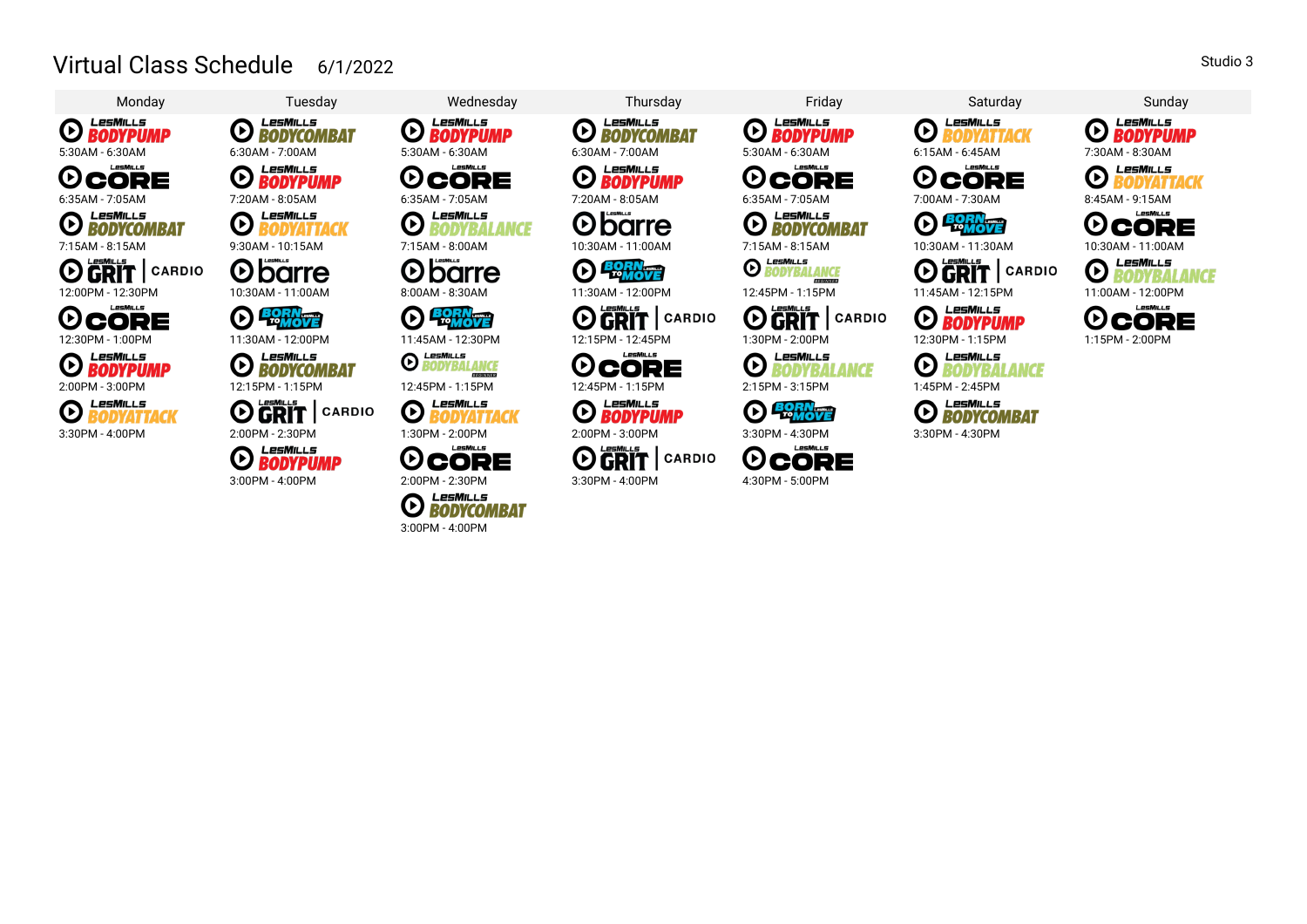# Virtual Class Schedule 6/1/2022

Studio 3

| Monday | Tuesday | Wednesday | Thursday | Friday | Saturday | Sunday |
|---|---|---|---|---|---|---|
| LesMills BODYPUMP 5:30AM - 6:30AM | LesMills BODYCOMBAT 6:30AM - 7:00AM | LesMills BODYPUMP 5:30AM - 6:30AM | LesMills BODYCOMBAT 6:30AM - 7:00AM | LesMills BODYPUMP 5:30AM - 6:30AM | LesMills BODYATTACK 6:15AM - 6:45AM | LesMills BODYPUMP 7:30AM - 8:30AM |
| LesMills CORE 6:35AM - 7:05AM | LesMills BODYPUMP 7:20AM - 8:05AM | LesMills CORE 6:35AM - 7:05AM | LesMills BODYPUMP 7:20AM - 8:05AM | LesMills CORE 6:35AM - 7:05AM | LesMills CORE 7:00AM - 7:30AM | LesMills BODYATTACK 8:45AM - 9:15AM |
| LesMills BODYCOMBAT 7:15AM - 8:15AM | LesMills BODYATTACK 9:30AM - 10:15AM | LesMills BODYBALANCE 7:15AM - 8:00AM | LesMills barre 10:30AM - 11:00AM | LesMills BODYCOMBAT 7:15AM - 8:15AM | BORN TO MOVE 10:30AM - 11:30AM | LesMills CORE 10:30AM - 11:00AM |
| LesMills GRIT CARDIO 12:00PM - 12:30PM | LesMills barre 10:30AM - 11:00AM | LesMills barre 8:00AM - 8:30AM | BORN TO MOVE 11:30AM - 12:00PM | LesMills BODYBALANCE BEGINNER 12:45PM - 1:15PM | LesMills GRIT CARDIO 11:45AM - 12:15PM | LesMills BODYBALANCE 11:00AM - 12:00PM |
| LesMills CORE 12:30PM - 1:00PM | BORN TO MOVE 11:30AM - 12:00PM | BORN TO MOVE 11:45AM - 12:30PM | LesMills GRIT CARDIO 12:15PM - 12:45PM | LesMills GRIT CARDIO 1:30PM - 2:00PM | LesMills BODYPUMP 12:30PM - 1:15PM | LesMills CORE 1:15PM - 2:00PM |
| LesMills BODYPUMP 2:00PM - 3:00PM | LesMills BODYCOMBAT 12:15PM - 1:15PM | LesMills BODYBALANCE BEGINNER 12:45PM - 1:15PM | LesMills CORE 12:45PM - 1:15PM | LesMills BODYBALANCE 2:15PM - 3:15PM | LesMills BODYBALANCE 1:45PM - 2:45PM | |
| LesMills BODYATTACK 3:30PM - 4:00PM | LesMills GRIT CARDIO 2:00PM - 2:30PM | LesMills BODYATTACK 1:30PM - 2:00PM | LesMills BODYPUMP 2:00PM - 3:00PM | BORN TO MOVE 3:30PM - 4:30PM | LesMills BODYCOMBAT 3:30PM - 4:30PM | |
| | LesMills BODYPUMP 3:00PM - 4:00PM | LesMills CORE 2:00PM - 2:30PM | LesMills GRIT CARDIO 3:30PM - 4:00PM | LesMills CORE 4:30PM - 5:00PM | | |
| | | LesMills BODYCOMBAT 3:00PM - 4:00PM | | | | |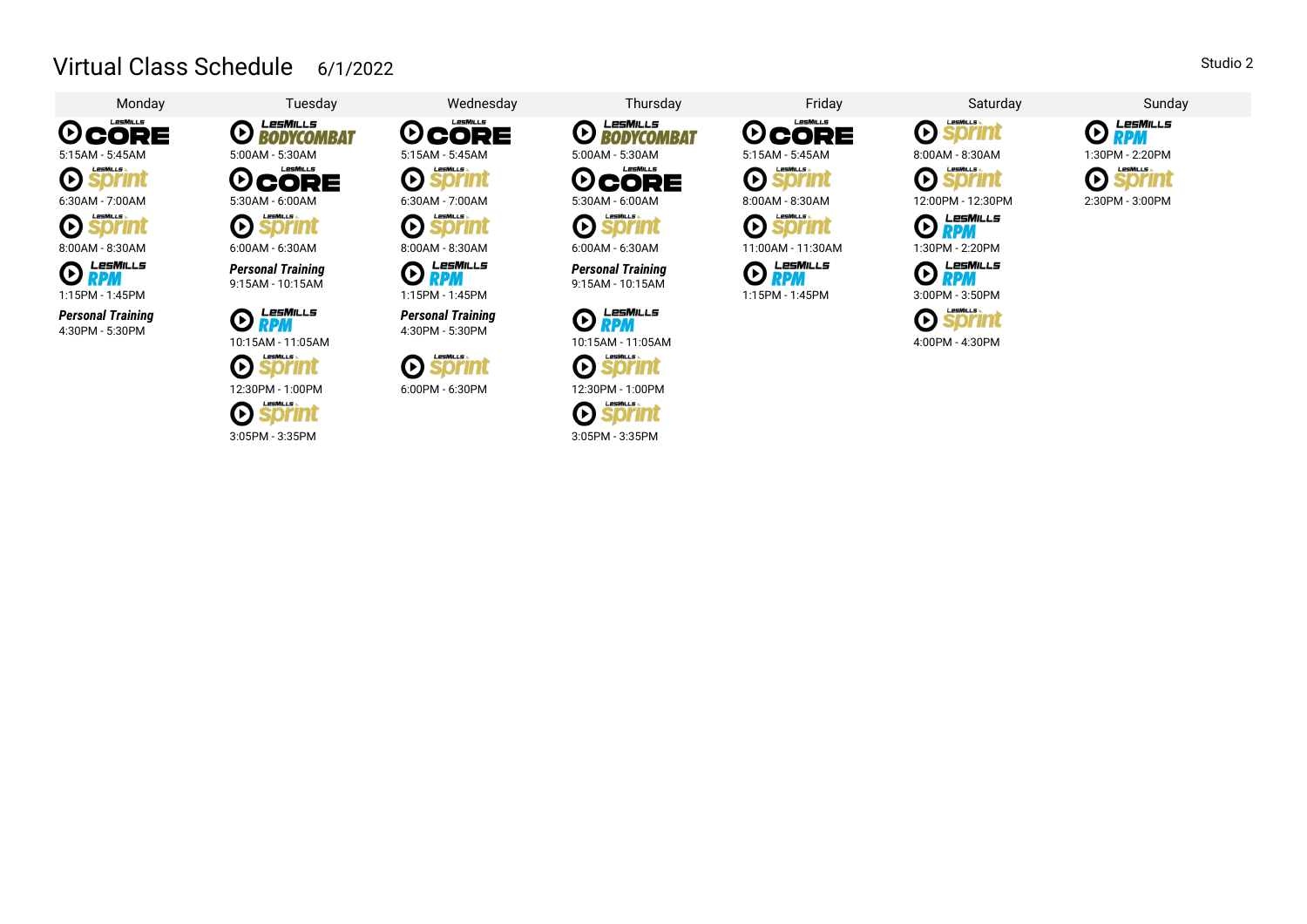# Virtual Class Schedule 6/1/2022

Studio 2

| Monday | Tuesday | Wednesday | Thursday | Friday | Saturday | Sunday |
|---|---|---|---|---|---|---|
| LesMills CORE<br>5:15AM - 5:45AM | LesMills BODYCOMBAT<br>5:00AM - 5:30AM | LesMills CORE<br>5:15AM - 5:45AM | LesMills BODYCOMBAT<br>5:00AM - 5:30AM | LesMills CORE<br>5:15AM - 5:45AM | LesMills sprint<br>8:00AM - 8:30AM | LesMills RPM<br>1:30PM - 2:20PM |
| LesMills sprint<br>6:30AM - 7:00AM | LesMills CORE<br>5:30AM - 6:00AM | LesMills sprint<br>6:30AM - 7:00AM | LesMills CORE<br>5:30AM - 6:00AM | LesMills sprint<br>8:00AM - 8:30AM | LesMills sprint<br>12:00PM - 12:30PM | LesMills sprint<br>2:30PM - 3:00PM |
| LesMills sprint<br>8:00AM - 8:30AM | LesMills sprint<br>6:00AM - 6:30AM | LesMills sprint<br>8:00AM - 8:30AM | LesMills sprint<br>6:00AM - 6:30AM | LesMills sprint<br>11:00AM - 11:30AM | LesMills RPM<br>1:30PM - 2:20PM | |
| LesMills RPM<br>1:15PM - 1:45PM | ***Personal Training***<br>9:15AM - 10:15AM | LesMills RPM<br>1:15PM - 1:45PM | ***Personal Training***<br>9:15AM - 10:15AM | LesMills RPM<br>1:15PM - 1:45PM | LesMills RPM<br>3:00PM - 3:50PM | |
| ***Personal Training***<br>4:30PM - 5:30PM | LesMills RPM<br>10:15AM - 11:05AM | ***Personal Training***<br>4:30PM - 5:30PM | LesMills RPM<br>10:15AM - 11:05AM | | LesMills sprint<br>4:00PM - 4:30PM | |
| | LesMills sprint<br>12:30PM - 1:00PM | LesMills sprint<br>6:00PM - 6:30PM | LesMills sprint<br>12:30PM - 1:00PM | | | |
| | LesMills sprint<br>3:05PM - 3:35PM | | LesMills sprint<br>3:05PM - 3:35PM | | | |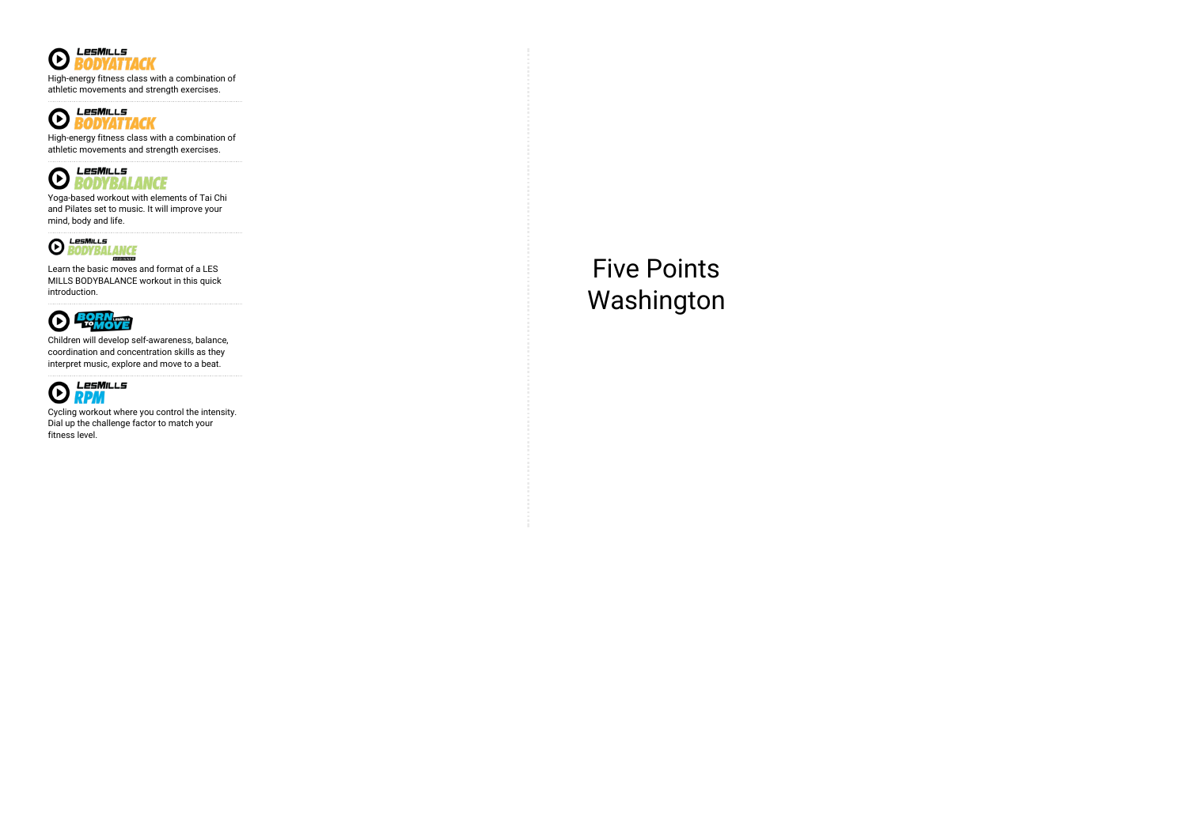### LesMills BODYATTACK

High-energy fitness class with a combination of athletic movements and strength exercises.

---

### LesMills BODYATTACK

High-energy fitness class with a combination of athletic movements and strength exercises.

---

### LesMills BODYBALANCE

Yoga-based workout with elements of Tai Chi and Pilates set to music. It will improve your mind, body and life.

---

### LesMills BODYBALANCE BEGINNER

Learn the basic moves and format of a LES MILLS BODYBALANCE workout in this quick introduction.

---

### BORN TO MOVE LesMills

Children will develop self-awareness, balance, coordination and concentration skills as they interpret music, explore and move to a beat.

---

### LesMills RPM

Cycling workout where you control the intensity. Dial up the challenge factor to match your fitness level.

Five Points
Washington